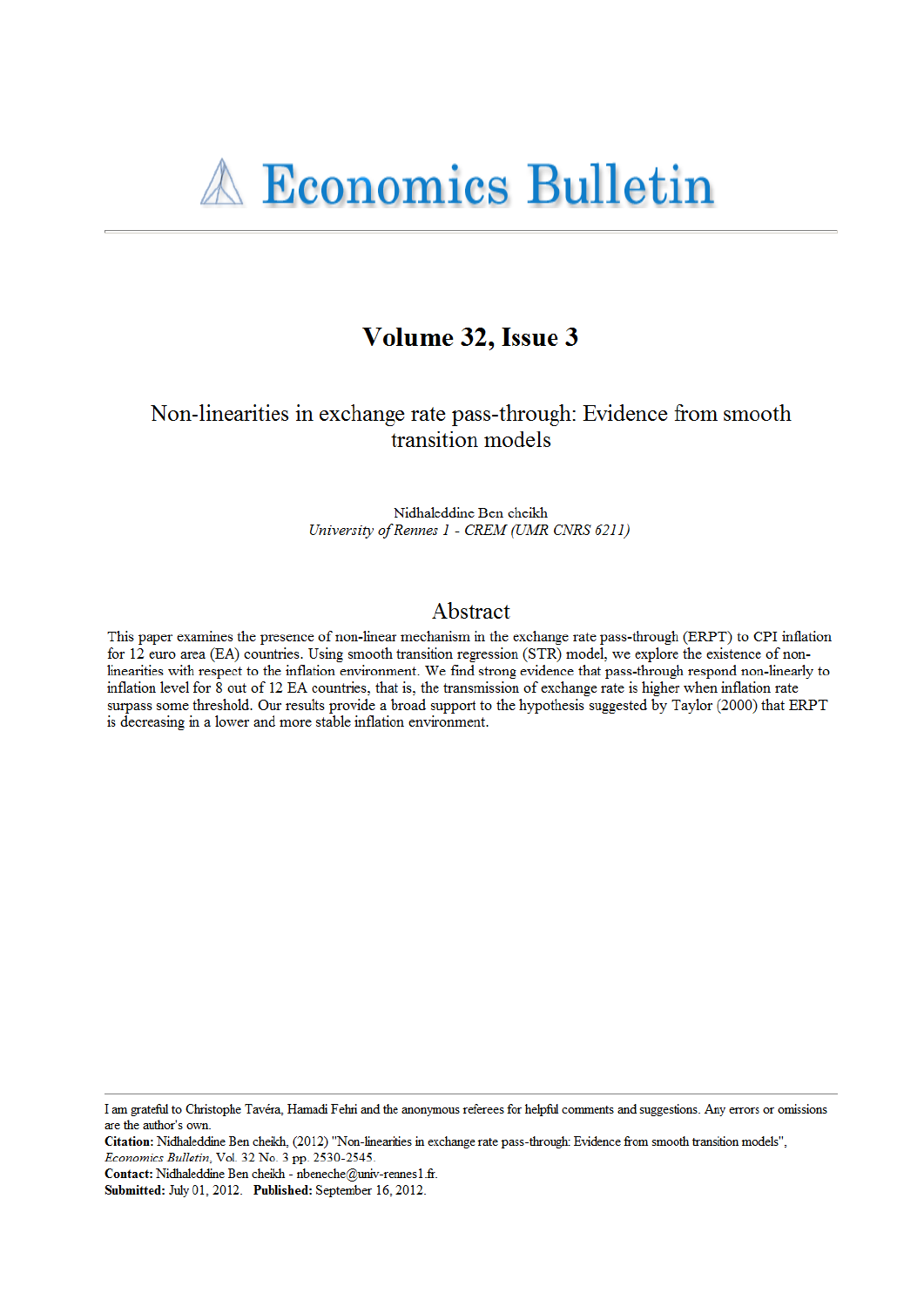# Economics Bulletin

## Volume 32, Issue 3

### Non-linearities in exchange rate pass-through: Evidence from smooth transition models

Nidhaleddine Ben cheikh
*University of Rennes 1 - CREM (UMR CNRS 6211)*

## Abstract

This paper examines the presence of non-linear mechanism in the exchange rate pass-through (ERPT) to CPI inflation for 12 euro area (EA) countries. Using smooth transition regression (STR) model, we explore the existence of non-linearities with respect to the inflation environment. We find strong evidence that pass-through respond non-linearly to inflation level for 8 out of 12 EA countries, that is, the transmission of exchange rate is higher when inflation rate surpass some threshold. Our results provide a broad support to the hypothesis suggested by Taylor (2000) that ERPT is decreasing in a lower and more stable inflation environment.

---

I am grateful to Christophe Tavéra, Hamadi Fehri and the anonymous referees for helpful comments and suggestions. Any errors or omissions are the author's own.
**Citation:** Nidhaleddine Ben cheikh, (2012) "Non-linearities in exchange rate pass-through: Evidence from smooth transition models", *Economics Bulletin*, Vol. 32 No. 3 pp. 2530-2545.
**Contact:** Nidhaleddine Ben cheikh - nbeneche@univ-rennes1.fr.
**Submitted:** July 01, 2012. **Published:** September 16, 2012.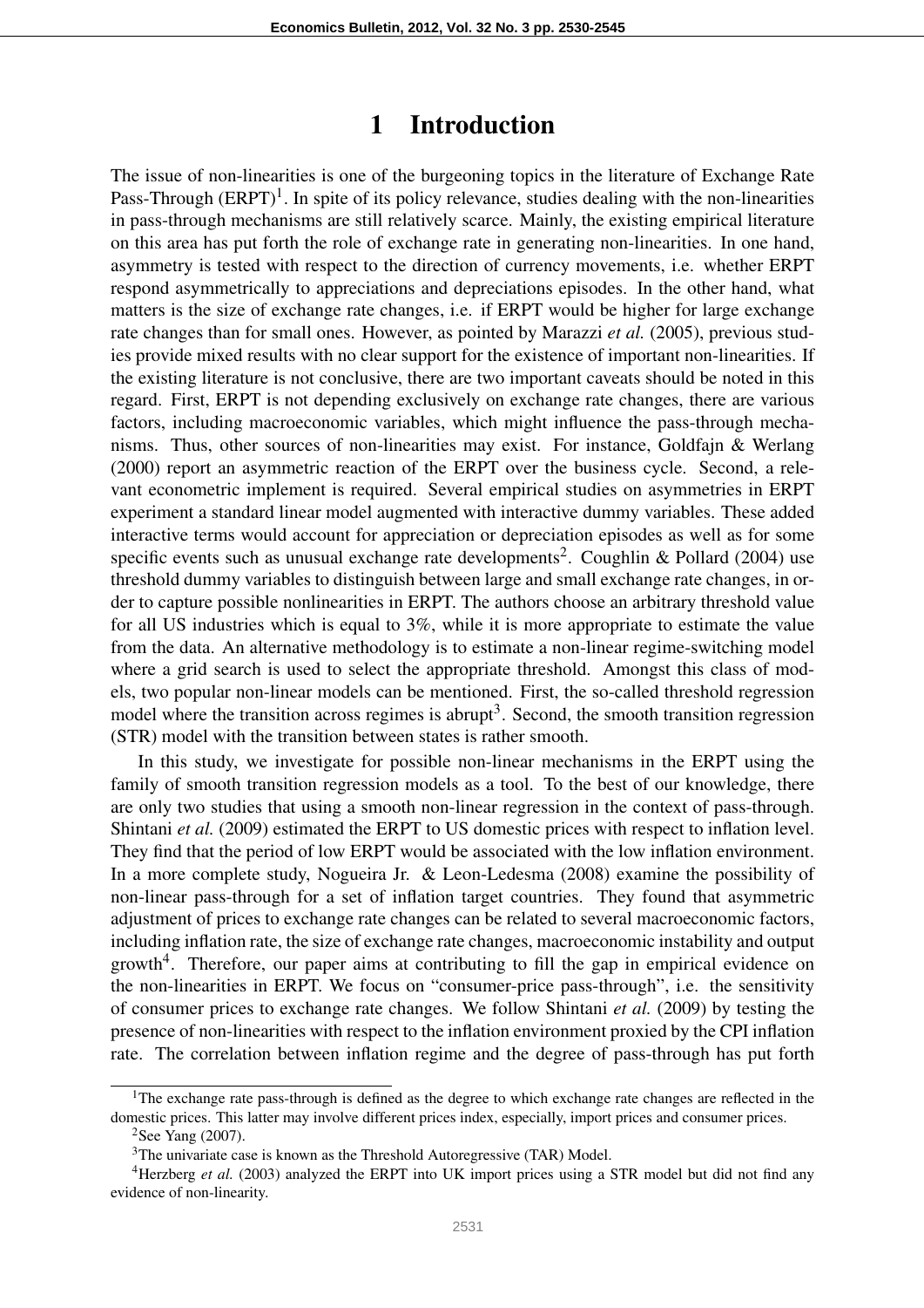# 1 Introduction

The issue of non-linearities is one of the burgeoning topics in the literature of Exchange Rate Pass-Through (ERPT)[1]. In spite of its policy relevance, studies dealing with the non-linearities in pass-through mechanisms are still relatively scarce. Mainly, the existing empirical literature on this area has put forth the role of exchange rate in generating non-linearities. In one hand, asymmetry is tested with respect to the direction of currency movements, i.e. whether ERPT respond asymmetrically to appreciations and depreciations episodes. In the other hand, what matters is the size of exchange rate changes, i.e. if ERPT would be higher for large exchange rate changes than for small ones. However, as pointed by Marazzi *et al.* (2005), previous studies provide mixed results with no clear support for the existence of important non-linearities. If the existing literature is not conclusive, there are two important caveats should be noted in this regard. First, ERPT is not depending exclusively on exchange rate changes, there are various factors, including macroeconomic variables, which might influence the pass-through mechanisms. Thus, other sources of non-linearities may exist. For instance, Goldfajn & Werlang (2000) report an asymmetric reaction of the ERPT over the business cycle. Second, a relevant econometric implement is required. Several empirical studies on asymmetries in ERPT experiment a standard linear model augmented with interactive dummy variables. These added interactive terms would account for appreciation or depreciation episodes as well as for some specific events such as unusual exchange rate developments[2]. Coughlin & Pollard (2004) use threshold dummy variables to distinguish between large and small exchange rate changes, in order to capture possible nonlinearities in ERPT. The authors choose an arbitrary threshold value for all US industries which is equal to 3%, while it is more appropriate to estimate the value from the data. An alternative methodology is to estimate a non-linear regime-switching model where a grid search is used to select the appropriate threshold. Amongst this class of models, two popular non-linear models can be mentioned. First, the so-called threshold regression model where the transition across regimes is abrupt[3]. Second, the smooth transition regression (STR) model with the transition between states is rather smooth.

In this study, we investigate for possible non-linear mechanisms in the ERPT using the family of smooth transition regression models as a tool. To the best of our knowledge, there are only two studies that using a smooth non-linear regression in the context of pass-through. Shintani *et al.* (2009) estimated the ERPT to US domestic prices with respect to inflation level. They find that the period of low ERPT would be associated with the low inflation environment. In a more complete study, Nogueira Jr. & Leon-Ledesma (2008) examine the possibility of non-linear pass-through for a set of inflation target countries. They found that asymmetric adjustment of prices to exchange rate changes can be related to several macroeconomic factors, including inflation rate, the size of exchange rate changes, macroeconomic instability and output growth[4]. Therefore, our paper aims at contributing to fill the gap in empirical evidence on the non-linearities in ERPT. We focus on "consumer-price pass-through", i.e. the sensitivity of consumer prices to exchange rate changes. We follow Shintani *et al.* (2009) by testing the presence of non-linearities with respect to the inflation environment proxied by the CPI inflation rate. The correlation between inflation regime and the degree of pass-through has put forth

---

[1] The exchange rate pass-through is defined as the degree to which exchange rate changes are reflected in the domestic prices. This latter may involve different prices index, especially, import prices and consumer prices.

[2] See Yang (2007).

[3] The univariate case is known as the Threshold Autoregressive (TAR) Model.

[4] Herzberg *et al.* (2003) analyzed the ERPT into UK import prices using a STR model but did not find any evidence of non-linearity.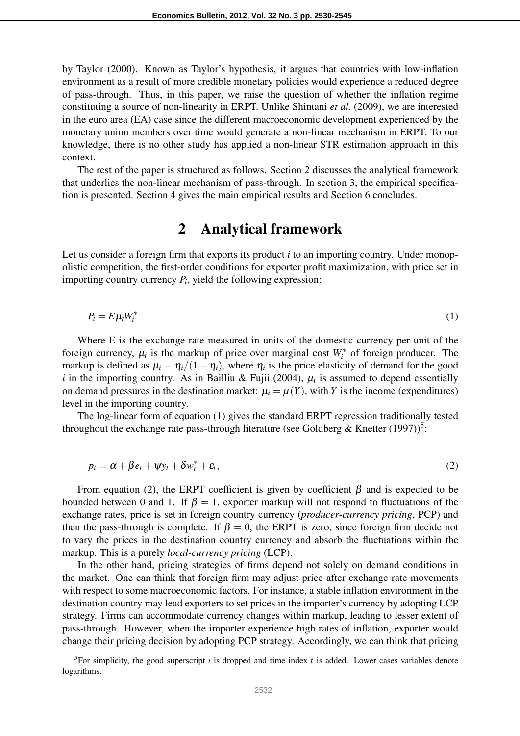by Taylor (2000). Known as Taylor's hypothesis, it argues that countries with low-inflation environment as a result of more credible monetary policies would experience a reduced degree of pass-through. Thus, in this paper, we raise the question of whether the inflation regime constituting a source of non-linearity in ERPT. Unlike Shintani *et al.* (2009), we are interested in the euro area (EA) case since the different macroeconomic development experienced by the monetary union members over time would generate a non-linear mechanism in ERPT. To our knowledge, there is no other study has applied a non-linear STR estimation approach in this context.

The rest of the paper is structured as follows. Section 2 discusses the analytical framework that underlies the non-linear mechanism of pass-through. In section 3, the empirical specification is presented. Section 4 gives the main empirical results and Section 6 concludes.

## 2 Analytical framework

Let us consider a foreign firm that exports its product $i$ to an importing country. Under monopolistic competition, the first-order conditions for exporter profit maximization, with price set in importing country currency $P_i$, yield the following expression:

$$P_i = E\mu_i W_i^* \tag{1}$$

Where E is the exchange rate measured in units of the domestic currency per unit of the foreign currency, $\mu_i$ is the markup of price over marginal cost $W_i^*$ of foreign producer. The markup is defined as $\mu_i \equiv \eta_i/(1-\eta_i)$, where $\eta_i$ is the price elasticity of demand for the good $i$ in the importing country. As in Bailliu & Fujii (2004), $\mu_i$ is assumed to depend essentially on demand pressures in the destination market: $\mu_i = \mu(Y)$, with $Y$ is the income (expenditures) level in the importing country.

The log-linear form of equation (1) gives the standard ERPT regression traditionally tested throughout the exchange rate pass-through literature (see Goldberg & Knetter (1997))[5]:

$$p_t = \alpha + \beta e_t + \psi y_t + \delta w_t^* + \varepsilon_t, \tag{2}$$

From equation (2), the ERPT coefficient is given by coefficient $\beta$ and is expected to be bounded between 0 and 1. If $\beta = 1$, exporter markup will not respond to fluctuations of the exchange rates, price is set in foreign country currency (*producer-currency pricing*, PCP) and then the pass-through is complete. If $\beta = 0$, the ERPT is zero, since foreign firm decide not to vary the prices in the destination country currency and absorb the fluctuations within the markup. This is a purely *local-currency pricing* (LCP).

In the other hand, pricing strategies of firms depend not solely on demand conditions in the market. One can think that foreign firm may adjust price after exchange rate movements with respect to some macroeconomic factors. For instance, a stable inflation environment in the destination country may lead exporters to set prices in the importer's currency by adopting LCP strategy. Firms can accommodate currency changes within markup, leading to lesser extent of pass-through. However, when the importer experience high rates of inflation, exporter would change their pricing decision by adopting PCP strategy. Accordingly, we can think that pricing

[5] For simplicity, the good superscript $i$ is dropped and time index $t$ is added. Lower cases variables denote logarithms.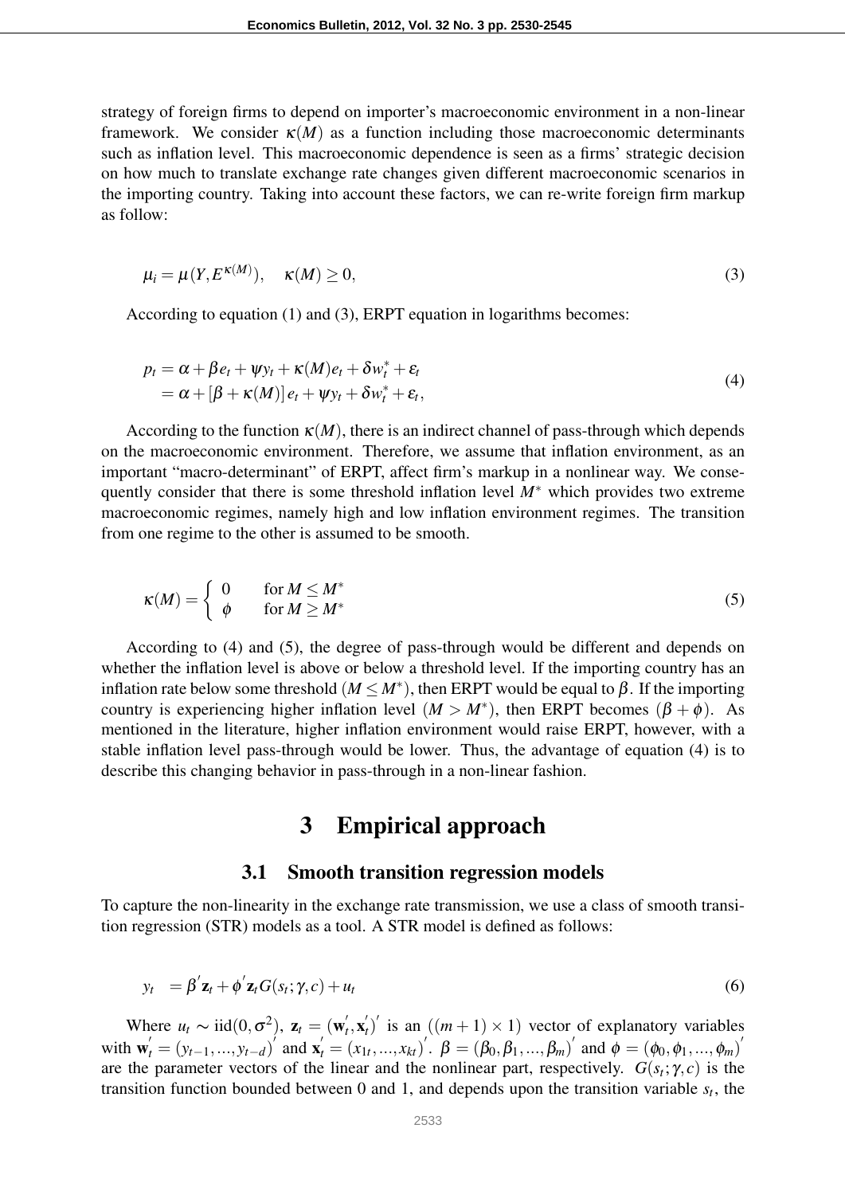strategy of foreign firms to depend on importer's macroeconomic environment in a non-linear framework. We consider $\kappa(M)$ as a function including those macroeconomic determinants such as inflation level. This macroeconomic dependence is seen as a firms' strategic decision on how much to translate exchange rate changes given different macroeconomic scenarios in the importing country. Taking into account these factors, we can re-write foreign firm markup as follow:

$$\mu_i = \mu(Y, E^{\kappa(M)}), \quad \kappa(M) \geq 0, \tag{3}$$

According to equation (1) and (3), ERPT equation in logarithms becomes:

$$\begin{aligned} p_t &= \alpha + \beta e_t + \psi y_t + \kappa(M) e_t + \delta w_t^* + \varepsilon_t \\ &= \alpha + [\beta + \kappa(M)] e_t + \psi y_t + \delta w_t^* + \varepsilon_t, \end{aligned} \tag{4}$$

According to the function $\kappa(M)$, there is an indirect channel of pass-through which depends on the macroeconomic environment. Therefore, we assume that inflation environment, as an important "macro-determinant" of ERPT, affect firm's markup in a nonlinear way. We consequently consider that there is some threshold inflation level $M^*$ which provides two extreme macroeconomic regimes, namely high and low inflation environment regimes. The transition from one regime to the other is assumed to be smooth.

$$\kappa(M) = \begin{cases} 0 & \text{for } M \leq M^* \\ \phi & \text{for } M \geq M^* \end{cases} \tag{5}$$

According to (4) and (5), the degree of pass-through would be different and depends on whether the inflation level is above or below a threshold level. If the importing country has an inflation rate below some threshold ($M \leq M^*$), then ERPT would be equal to $\beta$. If the importing country is experiencing higher inflation level ($M > M^*$), then ERPT becomes ($\beta + \phi$). As mentioned in the literature, higher inflation environment would raise ERPT, however, with a stable inflation level pass-through would be lower. Thus, the advantage of equation (4) is to describe this changing behavior in pass-through in a non-linear fashion.

# 3 Empirical approach

## 3.1 Smooth transition regression models

To capture the non-linearity in the exchange rate transmission, we use a class of smooth transition regression (STR) models as a tool. A STR model is defined as follows:

$$y_t \quad = \beta' \mathbf{z}_t + \phi' \mathbf{z}_t G(s_t; \gamma, c) + u_t \tag{6}$$

Where $u_t \sim \text{iid}(0, \sigma^2)$, $\mathbf{z}_t = (\mathbf{w}_t', \mathbf{x}_t')'$ is an $((m+1) \times 1)$ vector of explanatory variables with $\mathbf{w}_t' = (y_{t-1}, ..., y_{t-d})'$ and $\mathbf{x}_t' = (x_{1t}, ..., x_{kt})'$. $\beta = (\beta_0, \beta_1, ..., \beta_m)'$ and $\phi = (\phi_0, \phi_1, ..., \phi_m)'$ are the parameter vectors of the linear and the nonlinear part, respectively. $G(s_t; \gamma, c)$ is the transition function bounded between 0 and 1, and depends upon the transition variable $s_t$, the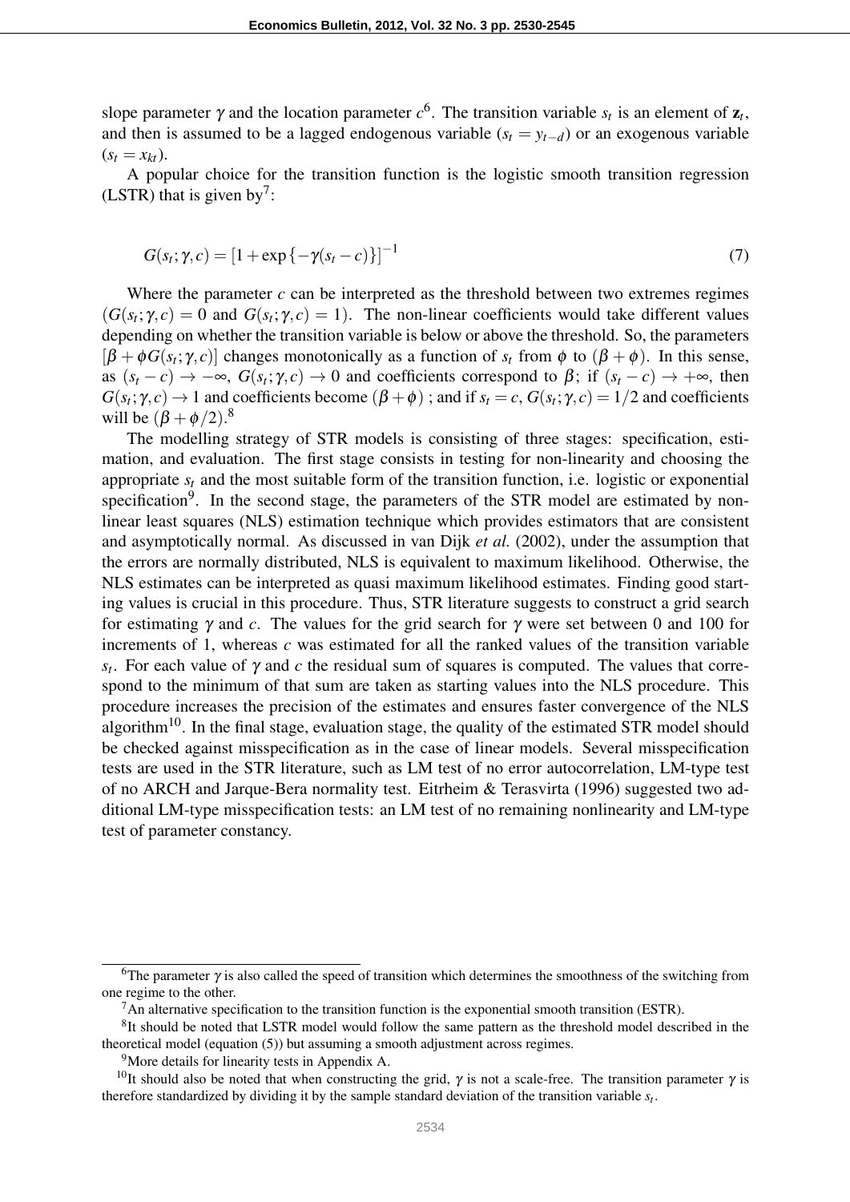slope parameter $\gamma$ and the location parameter $c$[6]. The transition variable $s_t$ is an element of $\mathbf{z}_t$, and then is assumed to be a lagged endogenous variable ($s_t = y_{t-d}$) or an exogenous variable ($s_t = x_{kt}$).

A popular choice for the transition function is the logistic smooth transition regression (LSTR) that is given by[7]:

$$G(s_t;\gamma,c) = [1+\exp\{-\gamma(s_t - c)\}]^{-1} \tag{7}$$

Where the parameter $c$ can be interpreted as the threshold between two extremes regimes ($G(s_t;\gamma,c) = 0$ and $G(s_t;\gamma,c) = 1$). The non-linear coefficients would take different values depending on whether the transition variable is below or above the threshold. So, the parameters $[\beta + \phi G(s_t;\gamma,c)]$ changes monotonically as a function of $s_t$ from $\phi$ to $(\beta+\phi)$. In this sense, as $(s_t - c) \rightarrow -\infty$, $G(s_t;\gamma,c) \rightarrow 0$ and coefficients correspond to $\beta$; if $(s_t - c) \rightarrow +\infty$, then $G(s_t;\gamma,c) \rightarrow 1$ and coefficients become $(\beta+\phi)$ ; and if $s_t = c$, $G(s_t;\gamma,c) = 1/2$ and coefficients will be $(\beta+\phi/2)$.[8]

The modelling strategy of STR models is consisting of three stages: specification, estimation, and evaluation. The first stage consists in testing for non-linearity and choosing the appropriate $s_t$ and the most suitable form of the transition function, i.e. logistic or exponential specification[9]. In the second stage, the parameters of the STR model are estimated by non-linear least squares (NLS) estimation technique which provides estimators that are consistent and asymptotically normal. As discussed in van Dijk *et al.* (2002), under the assumption that the errors are normally distributed, NLS is equivalent to maximum likelihood. Otherwise, the NLS estimates can be interpreted as quasi maximum likelihood estimates. Finding good starting values is crucial in this procedure. Thus, STR literature suggests to construct a grid search for estimating $\gamma$ and $c$. The values for the grid search for $\gamma$ were set between 0 and 100 for increments of 1, whereas $c$ was estimated for all the ranked values of the transition variable $s_t$. For each value of $\gamma$ and $c$ the residual sum of squares is computed. The values that correspond to the minimum of that sum are taken as starting values into the NLS procedure. This procedure increases the precision of the estimates and ensures faster convergence of the NLS algorithm[10]. In the final stage, evaluation stage, the quality of the estimated STR model should be checked against misspecification as in the case of linear models. Several misspecification tests are used in the STR literature, such as LM test of no error autocorrelation, LM-type test of no ARCH and Jarque-Bera normality test. Eitrheim & Terasvirta (1996) suggested two additional LM-type misspecification tests: an LM test of no remaining nonlinearity and LM-type test of parameter constancy.

---

[6]The parameter $\gamma$ is also called the speed of transition which determines the smoothness of the switching from one regime to the other.

[7]An alternative specification to the transition function is the exponential smooth transition (ESTR).

[8]It should be noted that LSTR model would follow the same pattern as the threshold model described in the theoretical model (equation (5)) but assuming a smooth adjustment across regimes.

[9]More details for linearity tests in Appendix A.

[10]It should also be noted that when constructing the grid, $\gamma$ is not a scale-free. The transition parameter $\gamma$ is therefore standardized by dividing it by the sample standard deviation of the transition variable $s_t$.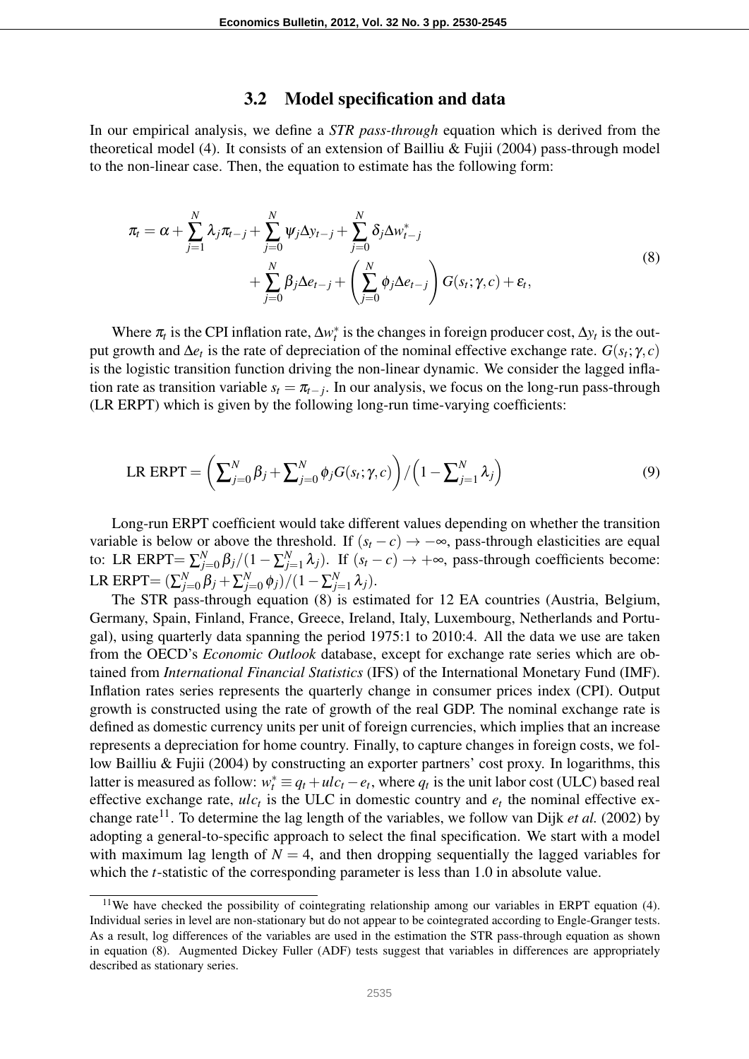## 3.2 Model specification and data

In our empirical analysis, we define a *STR pass-through* equation which is derived from the theoretical model (4). It consists of an extension of Bailliu & Fujii (2004) pass-through model to the non-linear case. Then, the equation to estimate has the following form:

$$
\begin{aligned}
\pi_t = \alpha + \sum_{j=1}^{N} \lambda_j \pi_{t-j} + \sum_{j=0}^{N} \psi_j \Delta y_{t-j} + \sum_{j=0}^{N} \delta_j \Delta w^*_{t-j} \\
+ \sum_{j=0}^{N} \beta_j \Delta e_{t-j} + \left( \sum_{j=0}^{N} \phi_j \Delta e_{t-j} \right) G(s_t;\gamma,c) + \varepsilon_t,
\end{aligned}
\tag{8}
$$

Where $\pi_t$ is the CPI inflation rate, $\Delta w^*_t$ is the changes in foreign producer cost, $\Delta y_t$ is the output growth and $\Delta e_t$ is the rate of depreciation of the nominal effective exchange rate. $G(s_t;\gamma,c)$ is the logistic transition function driving the non-linear dynamic. We consider the lagged inflation rate as transition variable $s_t = \pi_{t-j}$. In our analysis, we focus on the long-run pass-through (LR ERPT) which is given by the following long-run time-varying coefficients:

$$
\text{LR ERPT} = \left( \sum\nolimits_{j=0}^{N} \beta_j + \sum\nolimits_{j=0}^{N} \phi_j G(s_t;\gamma,c) \right) / \left( 1 - \sum\nolimits_{j=1}^{N} \lambda_j \right)
\tag{9}
$$

Long-run ERPT coefficient would take different values depending on whether the transition variable is below or above the threshold. If $(s_t - c) \to -\infty$, pass-through elasticities are equal to: LR ERPT$= \sum_{j=0}^{N} \beta_j / (1 - \sum_{j=1}^{N} \lambda_j)$. If $(s_t - c) \to +\infty$, pass-through coefficients become: LR ERPT$= (\sum_{j=0}^{N} \beta_j + \sum_{j=0}^{N} \phi_j)/(1 - \sum_{j=1}^{N} \lambda_j)$.

The STR pass-through equation (8) is estimated for 12 EA countries (Austria, Belgium, Germany, Spain, Finland, France, Greece, Ireland, Italy, Luxembourg, Netherlands and Portugal), using quarterly data spanning the period 1975:1 to 2010:4. All the data we use are taken from the OECD's *Economic Outlook* database, except for exchange rate series which are obtained from *International Financial Statistics* (IFS) of the International Monetary Fund (IMF). Inflation rates series represents the quarterly change in consumer prices index (CPI). Output growth is constructed using the rate of growth of the real GDP. The nominal exchange rate is defined as domestic currency units per unit of foreign currencies, which implies that an increase represents a depreciation for home country. Finally, to capture changes in foreign costs, we follow Bailliu & Fujii (2004) by constructing an exporter partners' cost proxy. In logarithms, this latter is measured as follow: $w^*_t \equiv q_t + ulc_t - e_t$, where $q_t$ is the unit labor cost (ULC) based real effective exchange rate, $ulc_t$ is the ULC in domestic country and $e_t$ the nominal effective exchange rate[11]. To determine the lag length of the variables, we follow van Dijk *et al.* (2002) by adopting a general-to-specific approach to select the final specification. We start with a model with maximum lag length of $N = 4$, and then dropping sequentially the lagged variables for which the $t$-statistic of the corresponding parameter is less than 1.0 in absolute value.

[11] We have checked the possibility of cointegrating relationship among our variables in ERPT equation (4). Individual series in level are non-stationary but do not appear to be cointegrated according to Engle-Granger tests. As a result, log differences of the variables are used in the estimation the STR pass-through equation as shown in equation (8). Augmented Dickey Fuller (ADF) tests suggest that variables in differences are appropriately described as stationary series.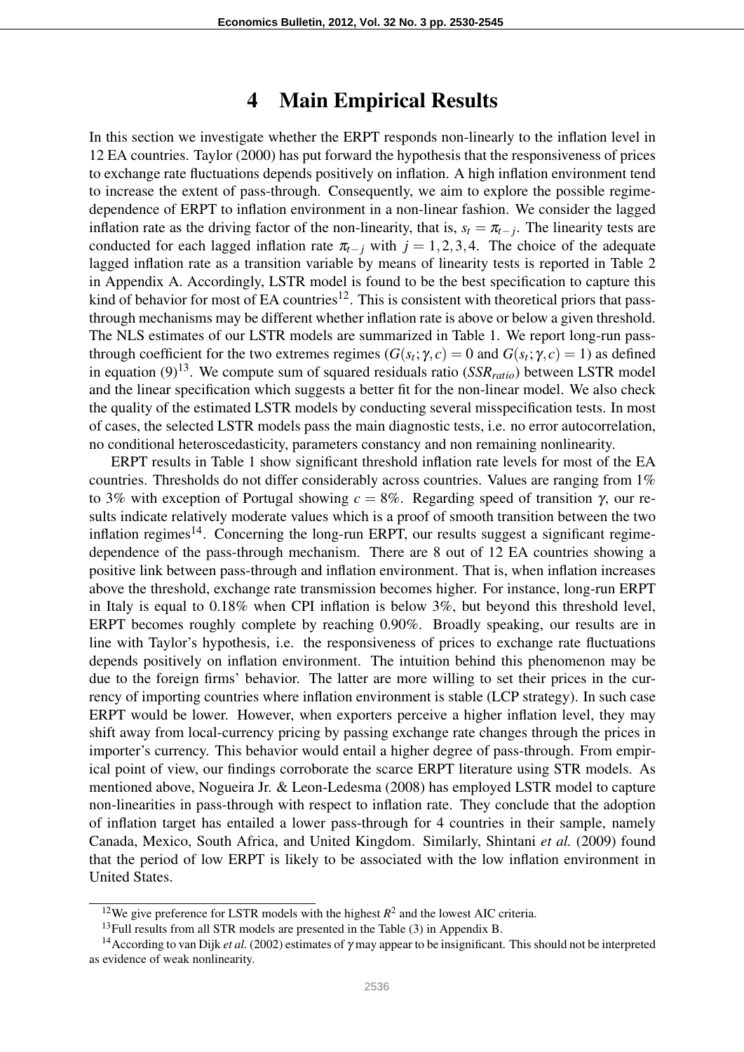# 4 Main Empirical Results

In this section we investigate whether the ERPT responds non-linearly to the inflation level in 12 EA countries. Taylor (2000) has put forward the hypothesis that the responsiveness of prices to exchange rate fluctuations depends positively on inflation. A high inflation environment tend to increase the extent of pass-through. Consequently, we aim to explore the possible regime-dependence of ERPT to inflation environment in a non-linear fashion. We consider the lagged inflation rate as the driving factor of the non-linearity, that is, $s_t = \pi_{t-j}$. The linearity tests are conducted for each lagged inflation rate $\pi_{t-j}$ with $j = 1,2,3,4$. The choice of the adequate lagged inflation rate as a transition variable by means of linearity tests is reported in Table 2 in Appendix A. Accordingly, LSTR model is found to be the best specification to capture this kind of behavior for most of EA countries[12]. This is consistent with theoretical priors that pass-through mechanisms may be different whether inflation rate is above or below a given threshold. The NLS estimates of our LSTR models are summarized in Table 1. We report long-run pass-through coefficient for the two extremes regimes ($G(s_t;\gamma,c) = 0$ and $G(s_t;\gamma,c) = 1$) as defined in equation (9)[13]. We compute sum of squared residuals ratio ($SSR_{ratio}$) between LSTR model and the linear specification which suggests a better fit for the non-linear model. We also check the quality of the estimated LSTR models by conducting several misspecification tests. In most of cases, the selected LSTR models pass the main diagnostic tests, i.e. no error autocorrelation, no conditional heteroscedasticity, parameters constancy and non remaining nonlinearity.

ERPT results in Table 1 show significant threshold inflation rate levels for most of the EA countries. Thresholds do not differ considerably across countries. Values are ranging from 1% to 3% with exception of Portugal showing $c = 8\%$. Regarding speed of transition $\gamma$, our results indicate relatively moderate values which is a proof of smooth transition between the two inflation regimes[14]. Concerning the long-run ERPT, our results suggest a significant regime-dependence of the pass-through mechanism. There are 8 out of 12 EA countries showing a positive link between pass-through and inflation environment. That is, when inflation increases above the threshold, exchange rate transmission becomes higher. For instance, long-run ERPT in Italy is equal to 0.18% when CPI inflation is below 3%, but beyond this threshold level, ERPT becomes roughly complete by reaching 0.90%. Broadly speaking, our results are in line with Taylor's hypothesis, i.e. the responsiveness of prices to exchange rate fluctuations depends positively on inflation environment. The intuition behind this phenomenon may be due to the foreign firms' behavior. The latter are more willing to set their prices in the currency of importing countries where inflation environment is stable (LCP strategy). In such case ERPT would be lower. However, when exporters perceive a higher inflation level, they may shift away from local-currency pricing by passing exchange rate changes through the prices in importer's currency. This behavior would entail a higher degree of pass-through. From empirical point of view, our findings corroborate the scarce ERPT literature using STR models. As mentioned above, Nogueira Jr. & Leon-Ledesma (2008) has employed LSTR model to capture non-linearities in pass-through with respect to inflation rate. They conclude that the adoption of inflation target has entailed a lower pass-through for 4 countries in their sample, namely Canada, Mexico, South Africa, and United Kingdom. Similarly, Shintani *et al.* (2009) found that the period of low ERPT is likely to be associated with the low inflation environment in United States.

---

[12] We give preference for LSTR models with the highest $R^2$ and the lowest AIC criteria.

[13] Full results from all STR models are presented in the Table (3) in Appendix B.

[14] According to van Dijk *et al.* (2002) estimates of $\gamma$ may appear to be insignificant. This should not be interpreted as evidence of weak nonlinearity.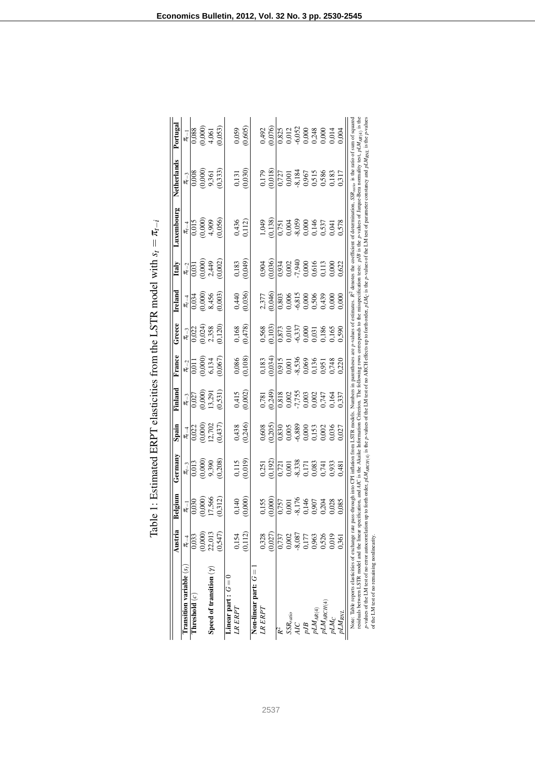Table 1: Estimated ERPT elasticities from the LSTR model with $s_t = \pi_{t-i}$

| | Austria | Belgium | Germany | Spain | Finland | France | Greece | Ireland | Italy | Luxembourg | Netherlands | Portugal |
|---|---|---|---|---|---|---|---|---|---|---|---|---|
| **Transition variable** ($s_t$) | $\pi_{t-4}$ | $\pi_{t-1}$ | $\pi_{t-3}$ | $\pi_{t-4}$ | $\pi_{t-3}$ | $\pi_{t-2}$ | $\pi_{t-3}$ | $\pi_{t-4}$ | $\pi_{t-2}$ | $\pi_{t-4}$ | $\pi_{t-3}$ | $\pi_{t-1}$ |
| **Threshold** ($c$) | 0,033 | 0,030 | 0,013 | 0,022 | 0,027 | 0,011 | 0,022 | 0,034 | 0,031 | 0,015 | 0,008 | 0,088 |
| | (0,000) | (0,000) | (0,000) | (0,000) | (0,000) | (0,000) | (0,024) | (0,000) | (0,000) | (0,000) | (0,000) | (0,000) |
| **Speed of transition** ($\gamma$) | 22,013 | 17,566 | 9,390 | 12,702 | 13,291 | 6,134 | 2,358 | 8,456 | 2,449 | 4,909 | 9,361 | 4,061 |
| | (0,547) | (0,312) | (0,208) | (0,437) | (0,531) | (0,067) | (0,120) | (0,003) | (0,002) | (0,056) | (0,333) | (0,053) |
| **Linear part :** $G = 0$ | | | | | | | | | | | | |
| *LR ERPT* | 0,154 | 0,140 | 0,115 | 0,438 | 0,415 | 0,086 | 0,168 | 0,440 | 0,183 | 0,436 | 0,131 | 0,059 |
| | (0,112) | (0,000) | (0,019) | (0,246) | (0,002) | (0,108) | (0,478) | (0,036) | (0,049) | (0,112) | (0,030) | (0,605) |
| **Non-linear part:** $G = 1$ | | | | | | | | | | | | |
| *LR ERPT* | 0,328 | 0,155 | 0,251 | 0,608 | 0,781 | 0,183 | 0,568 | 2,377 | 0,904 | 1,049 | 0,179 | 0,492 |
| | (0,027) | (0,000) | (0,192) | (0,205) | (0,249) | (0,034) | (0,103) | (0,046) | (0,036) | (0,138) | (0,018) | (0,076) |
| $R^2$ | 0,737 | 0,757 | 0,721 | 0,830 | 0,818 | 0,915 | 0,873 | 0,803 | 0,934 | 0,751 | 0,727 | 0,825 |
| $SSR_{ratio}$ | 0,002 | 0,001 | 0,001 | 0,005 | 0,002 | 0,001 | 0,010 | 0,006 | 0,002 | 0,004 | 0,001 | 0,012 |
| $AIC$ | -8,087 | -8,176 | -8,338 | -6,889 | -7,755 | -8,536 | -6,337 | -6,815 | -7,940 | -8,059 | -8,184 | -6,052 |
| $pJB$ | 0,177 | 0,146 | 0,171 | 0,000 | 0,003 | 0,069 | 0,000 | 0,000 | 0,000 | 0,000 | 0,967 | 0,000 |
| $pLM_{AR(4)}$ | 0,963 | 0,907 | 0,083 | 0,153 | 0,002 | 0,136 | 0,031 | 0,506 | 0,616 | 0,146 | 0,515 | 0,248 |
| $pLM_{ARCH(4)}$ | 0,526 | 0,204 | 0,741 | 0,002 | 0,747 | 0,951 | 0,186 | 0,439 | 0,113 | 0,537 | 0,586 | 0,000 |
| $pLM_C$ | 0,019 | 0,028 | 0,933 | 0,036 | 0,164 | 0,748 | 0,165 | 0,000 | 0,000 | 0,041 | 0,183 | 0,014 |
| $pLM_{RNL}$ | 0,361 | 0,085 | 0,481 | 0,027 | 0,337 | 0,220 | 0,590 | 0,000 | 0,622 | 0,578 | 0,317 | 0,004 |

Note: Table reports elasticities of exchange rate pass-through into CPI inflation from LSTR models. Numbers in parentheses are *p*-values of estimates. $R^2$ denotes the coefficient of determination. $SSR_{ratio}$ is the ratio of sum of squared residuals between LSTR model and the linear specification, and $AIC$ is the Akaike Information Criterion. The following rows corresponds to the misspecification tests: $pJB$ is the *p*-values of Jarque-Bera normality test, $pLM_{AR(4)}$ is the *p*-values of the LM test of no error autocorrelation up to forth order, $pLM_{ARCH(4)}$ is the *p*-values of the LM test of no ARCH effects up to forth order, $pLM_C$ is the *p*-values of the LM test of parameter constancy and $pLM_{RNL}$ is the *p*-values of the LM test of no remaining nonlinearity.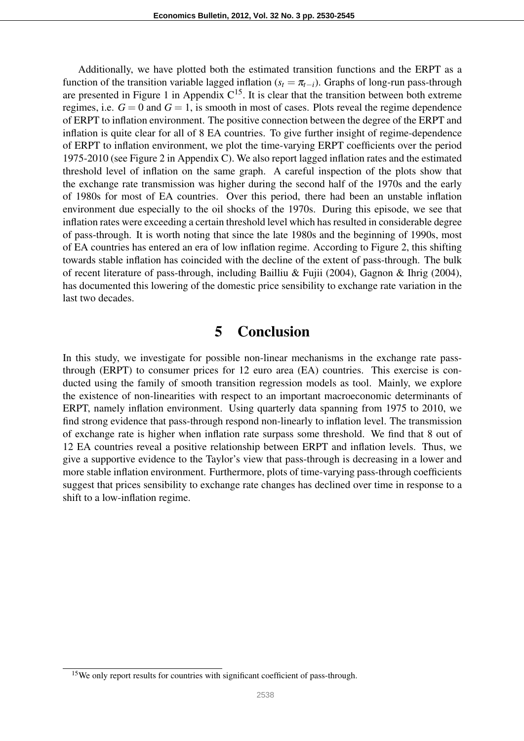Additionally, we have plotted both the estimated transition functions and the ERPT as a function of the transition variable lagged inflation ($s_t = \pi_{t-i}$). Graphs of long-run pass-through are presented in Figure 1 in Appendix C[15]. It is clear that the transition between both extreme regimes, i.e. $G = 0$ and $G = 1$, is smooth in most of cases. Plots reveal the regime dependence of ERPT to inflation environment. The positive connection between the degree of the ERPT and inflation is quite clear for all of 8 EA countries. To give further insight of regime-dependence of ERPT to inflation environment, we plot the time-varying ERPT coefficients over the period 1975-2010 (see Figure 2 in Appendix C). We also report lagged inflation rates and the estimated threshold level of inflation on the same graph. A careful inspection of the plots show that the exchange rate transmission was higher during the second half of the 1970s and the early of 1980s for most of EA countries. Over this period, there had been an unstable inflation environment due especially to the oil shocks of the 1970s. During this episode, we see that inflation rates were exceeding a certain threshold level which has resulted in considerable degree of pass-through. It is worth noting that since the late 1980s and the beginning of 1990s, most of EA countries has entered an era of low inflation regime. According to Figure 2, this shifting towards stable inflation has coincided with the decline of the extent of pass-through. The bulk of recent literature of pass-through, including Bailliu & Fujii (2004), Gagnon & Ihrig (2004), has documented this lowering of the domestic price sensibility to exchange rate variation in the last two decades.

# 5 Conclusion

In this study, we investigate for possible non-linear mechanisms in the exchange rate pass-through (ERPT) to consumer prices for 12 euro area (EA) countries. This exercise is conducted using the family of smooth transition regression models as tool. Mainly, we explore the existence of non-linearities with respect to an important macroeconomic determinants of ERPT, namely inflation environment. Using quarterly data spanning from 1975 to 2010, we find strong evidence that pass-through respond non-linearly to inflation level. The transmission of exchange rate is higher when inflation rate surpass some threshold. We find that 8 out of 12 EA countries reveal a positive relationship between ERPT and inflation levels. Thus, we give a supportive evidence to the Taylor's view that pass-through is decreasing in a lower and more stable inflation environment. Furthermore, plots of time-varying pass-through coefficients suggest that prices sensibility to exchange rate changes has declined over time in response to a shift to a low-inflation regime.

[15] We only report results for countries with significant coefficient of pass-through.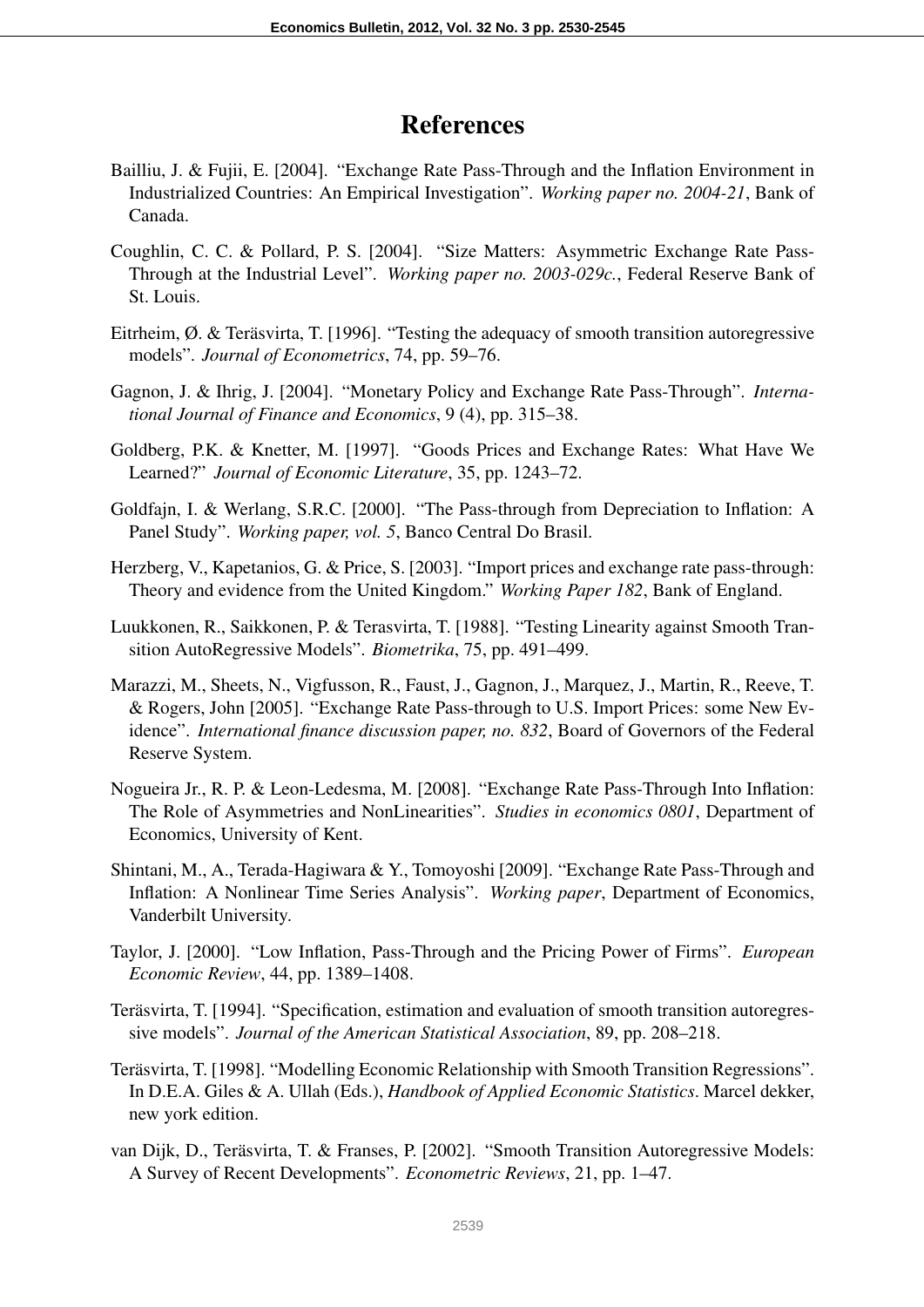# References

Bailliu, J. & Fujii, E. [2004]. "Exchange Rate Pass-Through and the Inflation Environment in Industrialized Countries: An Empirical Investigation". *Working paper no. 2004-21*, Bank of Canada.

Coughlin, C. C. & Pollard, P. S. [2004]. "Size Matters: Asymmetric Exchange Rate Pass-Through at the Industrial Level". *Working paper no. 2003-029c.*, Federal Reserve Bank of St. Louis.

Eitrheim, Ø. & Teräsvirta, T. [1996]. "Testing the adequacy of smooth transition autoregressive models". *Journal of Econometrics*, 74, pp. 59–76.

Gagnon, J. & Ihrig, J. [2004]. "Monetary Policy and Exchange Rate Pass-Through". *Internatiional Journal of Finance and Economics*, 9 (4), pp. 315–38.

Goldberg, P.K. & Knetter, M. [1997]. "Goods Prices and Exchange Rates: What Have We Learned?" *Journal of Economic Literature*, 35, pp. 1243–72.

Goldfajn, I. & Werlang, S.R.C. [2000]. "The Pass-through from Depreciation to Inflation: A Panel Study". *Working paper, vol. 5*, Banco Central Do Brasil.

Herzberg, V., Kapetanios, G. & Price, S. [2003]. "Import prices and exchange rate pass-through: Theory and evidence from the United Kingdom." *Working Paper 182*, Bank of England.

Luukkonen, R., Saikkonen, P. & Terasvirta, T. [1988]. "Testing Linearity against Smooth Transition AutoRegressive Models". *Biometrika*, 75, pp. 491–499.

Marazzi, M., Sheets, N., Vigfusson, R., Faust, J., Gagnon, J., Marquez, J., Martin, R., Reeve, T. & Rogers, John [2005]. "Exchange Rate Pass-through to U.S. Import Prices: some New Evidence". *International finance discussion paper, no. 832*, Board of Governors of the Federal Reserve System.

Nogueira Jr., R. P. & Leon-Ledesma, M. [2008]. "Exchange Rate Pass-Through Into Inflation: The Role of Asymmetries and NonLinearities". *Studies in economics 0801*, Department of Economics, University of Kent.

Shintani, M., A., Terada-Hagiwara & Y., Tomoyoshi [2009]. "Exchange Rate Pass-Through and Inflation: A Nonlinear Time Series Analysis". *Working paper*, Department of Economics, Vanderbilt University.

Taylor, J. [2000]. "Low Inflation, Pass-Through and the Pricing Power of Firms". *European Economic Review*, 44, pp. 1389–1408.

Teräsvirta, T. [1994]. "Specification, estimation and evaluation of smooth transition autoregressive models". *Journal of the American Statistical Association*, 89, pp. 208–218.

Teräsvirta, T. [1998]. "Modelling Economic Relationship with Smooth Transition Regressions". In D.E.A. Giles & A. Ullah (Eds.), *Handbook of Applied Economic Statistics*. Marcel dekker, new york edition.

van Dijk, D., Teräsvirta, T. & Franses, P. [2002]. "Smooth Transition Autoregressive Models: A Survey of Recent Developments". *Econometric Reviews*, 21, pp. 1–47.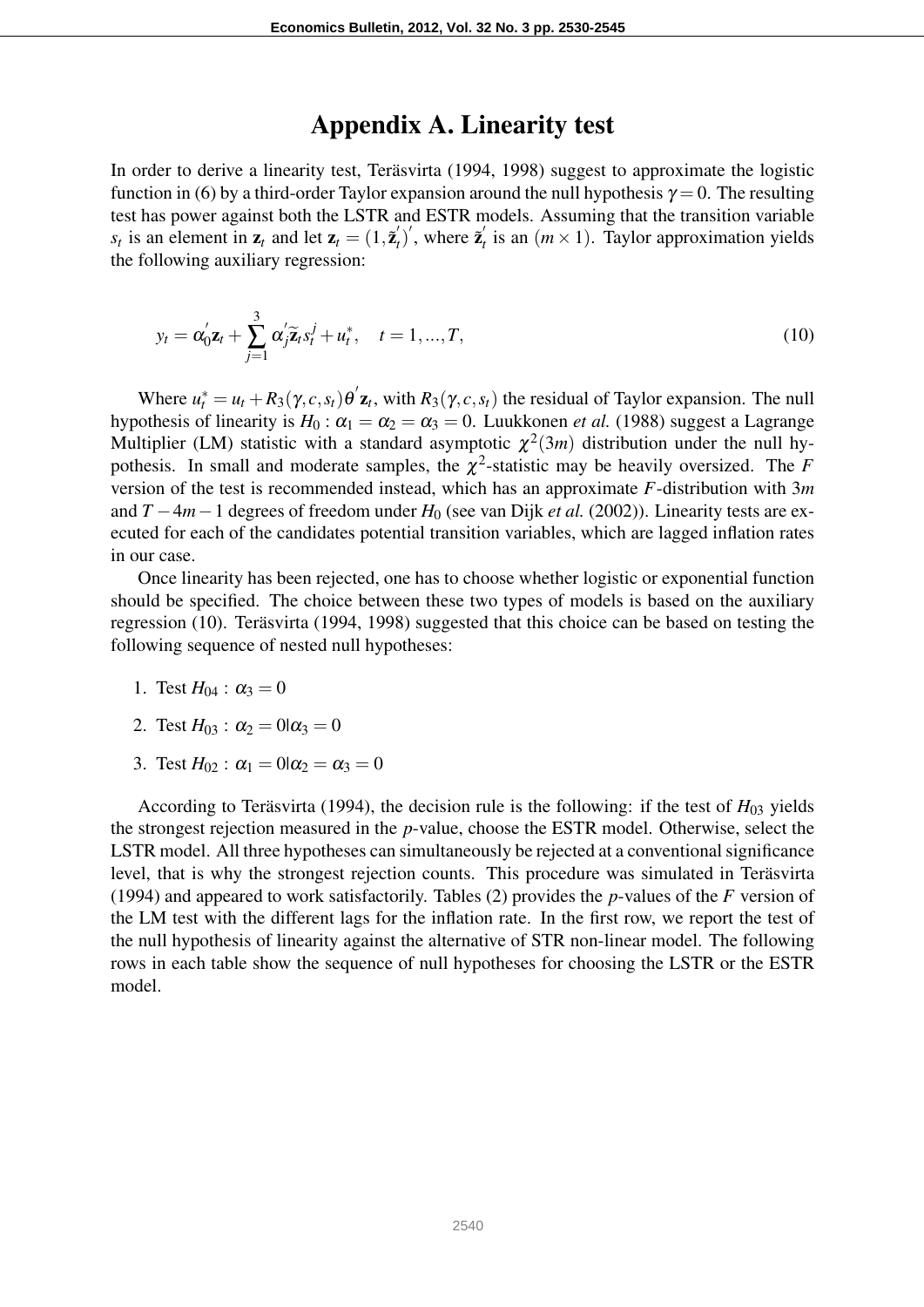# Appendix A. Linearity test

In order to derive a linearity test, Teräsvirta (1994, 1998) suggest to approximate the logistic function in (6) by a third-order Taylor expansion around the null hypothesis $\gamma = 0$. The resulting test has power against both the LSTR and ESTR models. Assuming that the transition variable $s_t$ is an element in $\mathbf{z}_t$ and let $\mathbf{z}_t = (1, \tilde{\mathbf{z}}_t^{'})^{'}$, where $\tilde{\mathbf{z}}_t^{'}$ is an $(m \times 1)$. Taylor approximation yields the following auxiliary regression:

$$y_t = \alpha_0^{'}\mathbf{z}_t + \sum_{j=1}^{3} \alpha_j^{'}\widetilde{\mathbf{z}}_t s_t^j + u_t^*, \quad t = 1, ..., T, \tag{10}$$

Where $u_t^* = u_t + R_3(\gamma, c, s_t)\theta^{'}\mathbf{z}_t$, with $R_3(\gamma, c, s_t)$ the residual of Taylor expansion. The null hypothesis of linearity is $H_0 : \alpha_1 = \alpha_2 = \alpha_3 = 0$. Luukkonen *et al.* (1988) suggest a Lagrange Multiplier (LM) statistic with a standard asymptotic $\chi^2(3m)$ distribution under the null hypothesis. In small and moderate samples, the $\chi^2$-statistic may be heavily oversized. The $F$ version of the test is recommended instead, which has an approximate $F$-distribution with $3m$ and $T - 4m - 1$ degrees of freedom under $H_0$ (see van Dijk *et al.* (2002)). Linearity tests are executed for each of the candidates potential transition variables, which are lagged inflation rates in our case.

Once linearity has been rejected, one has to choose whether logistic or exponential function should be specified. The choice between these two types of models is based on the auxiliary regression (10). Teräsvirta (1994, 1998) suggested that this choice can be based on testing the following sequence of nested null hypotheses:

1. Test $H_{04} : \alpha_3 = 0$
2. Test $H_{03} : \alpha_2 = 0 | \alpha_3 = 0$
3. Test $H_{02} : \alpha_1 = 0 | \alpha_2 = \alpha_3 = 0$

According to Teräsvirta (1994), the decision rule is the following: if the test of $H_{03}$ yields the strongest rejection measured in the $p$-value, choose the ESTR model. Otherwise, select the LSTR model. All three hypotheses can simultaneously be rejected at a conventional significance level, that is why the strongest rejection counts. This procedure was simulated in Teräsvirta (1994) and appeared to work satisfactorily. Tables (2) provides the $p$-values of the $F$ version of the LM test with the different lags for the inflation rate. In the first row, we report the test of the null hypothesis of linearity against the alternative of STR non-linear model. The following rows in each table show the sequence of null hypotheses for choosing the LSTR or the ESTR model.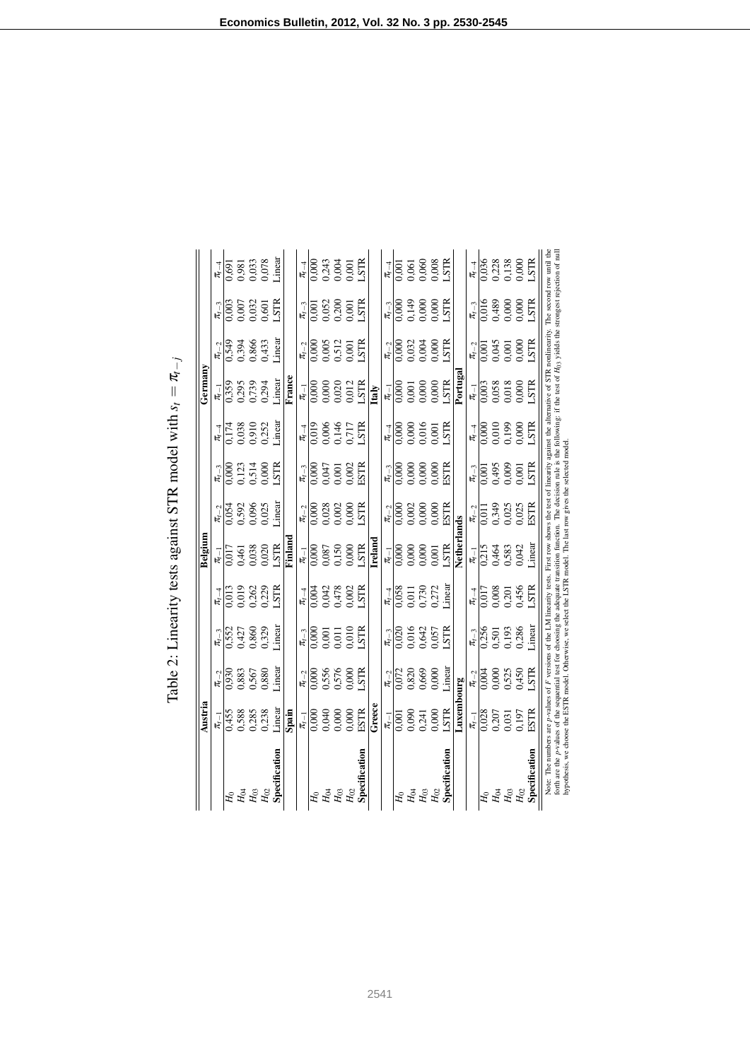Table 2: Linearity tests against STR model with $s_t = \pi_{t-j}$

| | Austria | | | | Belgium | | | | Germany | | | |
|---|---|---|---|---|---|---|---|---|---|---|---|---|
| | $\pi_{t-1}$ | $\pi_{t-2}$ | $\pi_{t-3}$ | $\pi_{t-4}$ | $\pi_{t-1}$ | $\pi_{t-2}$ | $\pi_{t-3}$ | $\pi_{t-4}$ | $\pi_{t-1}$ | $\pi_{t-2}$ | $\pi_{t-3}$ | $\pi_{t-4}$ |
| $H_0$ | 0,455 | 0,930 | 0,552 | 0,013 | 0,017 | 0,054 | 0,000 | 0,174 | 0,359 | 0,549 | 0,003 | 0,691 |
| $H_{04}$ | 0,588 | 0,883 | 0,427 | 0,019 | 0,461 | 0,592 | 0,123 | 0,038 | 0,295 | 0,394 | 0,007 | 0,981 |
| $H_{03}$ | 0,285 | 0,567 | 0,860 | 0,262 | 0,038 | 0,096 | 0,514 | 0,910 | 0,739 | 0,866 | 0,032 | 0,033 |
| $H_{02}$ | 0,238 | 0,880 | 0,329 | 0,229 | 0,020 | 0,025 | 0,000 | 0,252 | 0,294 | 0,433 | 0,601 | 0,078 |
| **Specification** | Linear | Linear | Linear | LSTR | LSTR | Linear | LSTR | Linear | Linear | Linear | LSTR | Linear |
| | **Spain** | | | | **Finland** | | | | **France** | | | |
| | $\pi_{t-1}$ | $\pi_{t-2}$ | $\pi_{t-3}$ | $\pi_{t-4}$ | $\pi_{t-1}$ | $\pi_{t-2}$ | $\pi_{t-3}$ | $\pi_{t-4}$ | $\pi_{t-1}$ | $\pi_{t-2}$ | $\pi_{t-3}$ | $\pi_{t-4}$ |
| $H_0$ | 0,000 | 0,000 | 0,000 | 0,004 | 0,000 | 0,000 | 0,000 | 0,019 | 0,000 | 0,000 | 0,001 | 0,000 |
| $H_{04}$ | 0,040 | 0,556 | 0,001 | 0,042 | 0,087 | 0,028 | 0,047 | 0,006 | 0,000 | 0,005 | 0,052 | 0,243 |
| $H_{03}$ | 0,000 | 0,576 | 0,011 | 0,478 | 0,150 | 0,002 | 0,001 | 0,146 | 0,020 | 0,512 | 0,200 | 0,004 |
| $H_{02}$ | 0,000 | 0,000 | 0,010 | 0,002 | 0,000 | 0,000 | 0,002 | 0,717 | 0,012 | 0,001 | 0,001 | 0,001 |
| **Specification** | ESTR | LSTR | LSTR | LSTR | LSTR | LSTR | ESTR | LSTR | LSTR | LSTR | LSTR | LSTR |
| | **Greece** | | | | **Ireland** | | | | **Italy** | | | |
| | $\pi_{t-1}$ | $\pi_{t-2}$ | $\pi_{t-3}$ | $\pi_{t-4}$ | $\pi_{t-1}$ | $\pi_{t-2}$ | $\pi_{t-3}$ | $\pi_{t-4}$ | $\pi_{t-1}$ | $\pi_{t-2}$ | $\pi_{t-3}$ | $\pi_{t-4}$ |
| $H_0$ | 0,001 | 0,072 | 0,020 | 0,058 | 0,000 | 0,000 | 0,000 | 0,000 | 0,000 | 0,000 | 0,000 | 0,001 |
| $H_{04}$ | 0,090 | 0,820 | 0,016 | 0,011 | 0,000 | 0,002 | 0,000 | 0,000 | 0,001 | 0,032 | 0,149 | 0,061 |
| $H_{03}$ | 0,241 | 0,669 | 0,642 | 0,730 | 0,000 | 0,000 | 0,000 | 0,016 | 0,000 | 0,004 | 0,000 | 0,060 |
| $H_{02}$ | 0,000 | 0,000 | 0,057 | 0,272 | 0,001 | 0,000 | 0,000 | 0,001 | 0,000 | 0,000 | 0,000 | 0,008 |
| **Specification** | LSTR | Linear | LSTR | Linear | LSTR | ESTR | ESTR | LSTR | LSTR | LSTR | LSTR | LSTR |
| | **Luxembourg** | | | | **Netherlands** | | | | **Portugal** | | | |
| | $\pi_{t-1}$ | $\pi_{t-2}$ | $\pi_{t-3}$ | $\pi_{t-4}$ | $\pi_{t-1}$ | $\pi_{t-2}$ | $\pi_{t-3}$ | $\pi_{t-4}$ | $\pi_{t-1}$ | $\pi_{t-2}$ | $\pi_{t-3}$ | $\pi_{t-4}$ |
| $H_0$ | 0,028 | 0,004 | 0,256 | 0,017 | 0,215 | 0,011 | 0,001 | 0,000 | 0,003 | 0,001 | 0,016 | 0,036 |
| $H_{04}$ | 0,207 | 0,000 | 0,501 | 0,008 | 0,464 | 0,349 | 0,495 | 0,010 | 0,058 | 0,045 | 0,489 | 0,228 |
| $H_{03}$ | 0,031 | 0,525 | 0,193 | 0,201 | 0,583 | 0,025 | 0,009 | 0,199 | 0,018 | 0,001 | 0,000 | 0,138 |
| $H_{02}$ | 0,197 | 0,450 | 0,286 | 0,456 | 0,042 | 0,025 | 0,001 | 0,000 | 0,000 | 0,000 | 0,000 | 0,000 |
| **Specification** | ESTR | LSTR | Linear | LSTR | Linear | ESTR | LSTR | LSTR | LSTR | LSTR | LSTR | LSTR |

Note: The numbers are $p$-values of $F$ versions of the LM linearity tests. First row shows the test of linearity against the alternative of STR nonlinearity. The second row until the forth are the $p$-values of the sequential test for choosing the adequate transition function. The decision rule is the following: if the test of $H_{03}$ yields the strongest rejection of null hypothesis, we choose the ESTR model. Otherwise, we select the LSTR model. The last row gives the selected model.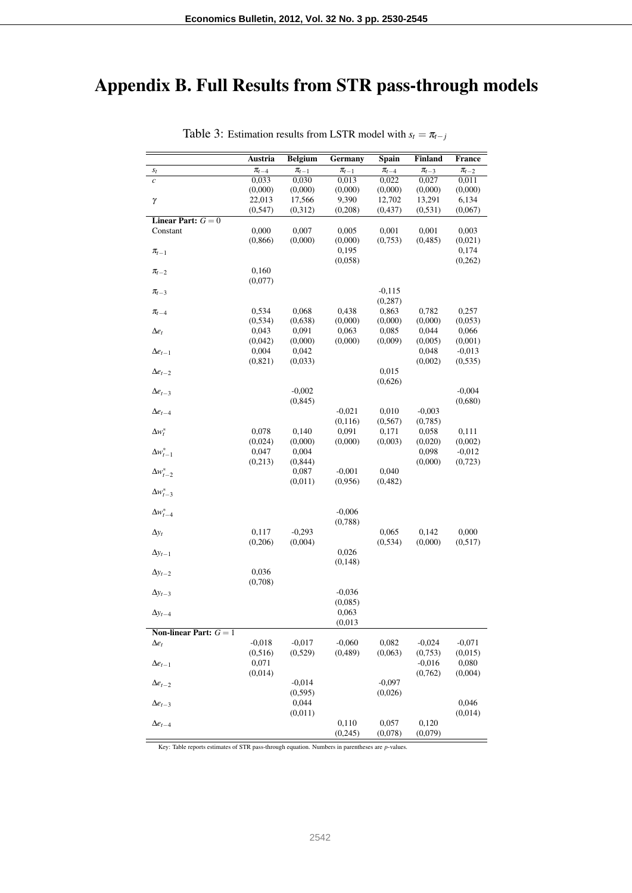# Appendix B. Full Results from STR pass-through models

Table 3: Estimation results from LSTR model with $s_t = \pi_{t-j}$

| | Austria | Belgium | Germany | Spain | Finland | France |
|---|---|---|---|---|---|---|
| $s_t$ | $\pi_{t-4}$ | $\pi_{t-1}$ | $\pi_{t-1}$ | $\pi_{t-4}$ | $\pi_{t-3}$ | $\pi_{t-2}$ |
| $c$ | 0,033 | 0,030 | 0,013 | 0,022 | 0,027 | 0,011 |
| | (0,000) | (0,000) | (0,000) | (0,000) | (0,000) | (0,000) |
| $\gamma$ | 22,013 | 17,566 | 9,390 | 12,702 | 13,291 | 6,134 |
| | (0,547) | (0,312) | (0,208) | (0,437) | (0,531) | (0,067) |
| **Linear Part: $G = 0$** | | | | | | |
| Constant | 0,000 | 0,007 | 0,005 | 0,001 | 0,001 | 0,003 |
| | (0,866) | (0,000) | (0,000) | (0,753) | (0,485) | (0,021) |
| $\pi_{t-1}$ | | | 0,195 | | | 0,174 |
| | | | (0,058) | | | (0,262) |
| $\pi_{t-2}$ | 0,160 | | | | | |
| | (0,077) | | | | | |
| $\pi_{t-3}$ | | | | -0,115 | | |
| | | | | (0,287) | | |
| $\pi_{t-4}$ | 0,534 | 0,068 | 0,438 | 0,863 | 0,782 | 0,257 |
| | (0,534) | (0,638) | (0,000) | (0,000) | (0,000) | (0,053) |
| $\Delta e_t$ | 0,043 | 0,091 | 0,063 | 0,085 | 0,044 | 0,066 |
| | (0,042) | (0,000) | (0,000) | (0,009) | (0,005) | (0,001) |
| $\Delta e_{t-1}$ | 0,004 | 0,042 | | | 0,048 | -0,013 |
| | (0,821) | (0,033) | | | (0,002) | (0,535) |
| $\Delta e_{t-2}$ | | | | 0,015 | | |
| | | | | (0,626) | | |
| $\Delta e_{t-3}$ | | -0,002 | | | | -0,004 |
| | | (0,845) | | | | (0,680) |
| $\Delta e_{t-4}$ | | | -0,021 | 0,010 | -0,003 | |
| | | | (0,116) | (0,567) | (0,785) | |
| $\Delta w^*_t$ | 0,078 | 0,140 | 0,091 | 0,171 | 0,058 | 0,111 |
| | (0,024) | (0,000) | (0,000) | (0,003) | (0,020) | (0,002) |
| $\Delta w^*_{t-1}$ | 0,047 | 0,004 | | | 0,098 | -0,012 |
| | (0,213) | (0,844) | | | (0,000) | (0,723) |
| $\Delta w^*_{t-2}$ | | 0,087 | -0,001 | 0,040 | | |
| | | (0,011) | (0,956) | (0,482) | | |
| $\Delta w^*_{t-3}$ | | | | | | |
| $\Delta w^*_{t-4}$ | | | -0,006 | | | |
| | | | (0,788) | | | |
| $\Delta y_t$ | 0,117 | -0,293 | | 0,065 | 0,142 | 0,000 |
| | (0,206) | (0,004) | | (0,534) | (0,000) | (0,517) |
| $\Delta y_{t-1}$ | | | 0,026 | | | |
| | | | (0,148) | | | |
| $\Delta y_{t-2}$ | 0,036 | | | | | |
| | (0,708) | | | | | |
| $\Delta y_{t-3}$ | | | -0,036 | | | |
| | | | (0,085) | | | |
| $\Delta y_{t-4}$ | | | 0,063 | | | |
| | | | (0,013 | | | |
| **Non-linear Part: $G = 1$** | | | | | | |
| $\Delta e_t$ | -0,018 | -0,017 | -0,060 | 0,082 | -0,024 | -0,071 |
| | (0,516) | (0,529) | (0,489) | (0,063) | (0,753) | (0,015) |
| $\Delta e_{t-1}$ | 0,071 | | | | -0,016 | 0,080 |
| | (0,014) | | | | (0,762) | (0,004) |
| $\Delta e_{t-2}$ | | -0,014 | | -0,097 | | |
| | | (0,595) | | (0,026) | | |
| $\Delta e_{t-3}$ | | 0,044 | | | | 0,046 |
| | | (0,011) | | | | (0,014) |
| $\Delta e_{t-4}$ | | | 0,110 | 0,057 | 0,120 | |
| | | | (0,245) | (0,078) | (0,079) | |

Key: Table reports estimates of STR pass-through equation. Numbers in parentheses are $p$-values.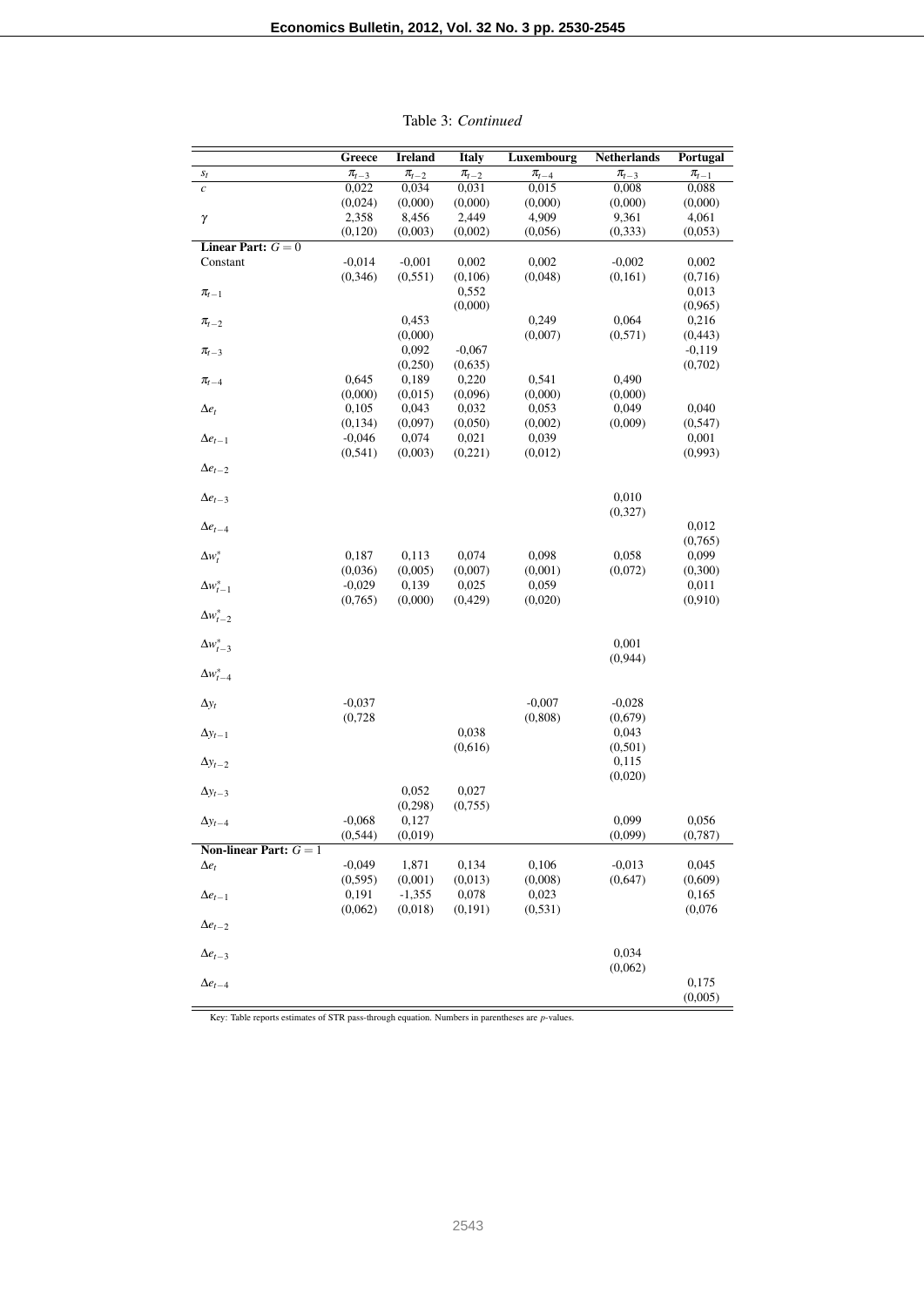Table 3: *Continued*

| | Greece | Ireland | Italy | Luxembourg | Netherlands | Portugal |
|---|---|---|---|---|---|---|
| $s_t$ | $\pi_{t-3}$ | $\pi_{t-2}$ | $\pi_{t-2}$ | $\pi_{t-4}$ | $\pi_{t-3}$ | $\pi_{t-1}$ |
| $c$ | 0,022 | 0,034 | 0,031 | 0,015 | 0,008 | 0,088 |
| | (0,024) | (0,000) | (0,000) | (0,000) | (0,000) | (0,000) |
| $\gamma$ | 2,358 | 8,456 | 2,449 | 4,909 | 9,361 | 4,061 |
| | (0,120) | (0,003) | (0,002) | (0,056) | (0,333) | (0,053) |
| **Linear Part: $G = 0$** | | | | | | |
| Constant | -0,014 | -0,001 | 0,002 | 0,002 | -0,002 | 0,002 |
| | (0,346) | (0,551) | (0,106) | (0,048) | (0,161) | (0,716) |
| $\pi_{t-1}$ | | | 0,552 | | | 0,013 |
| | | | (0,000) | | | (0,965) |
| $\pi_{t-2}$ | | 0,453 | | 0,249 | 0,064 | 0,216 |
| | | (0,000) | | (0,007) | (0,571) | (0,443) |
| $\pi_{t-3}$ | | 0,092 | -0,067 | | | -0,119 |
| | | (0,250) | (0,635) | | | (0,702) |
| $\pi_{t-4}$ | 0,645 | 0,189 | 0,220 | 0,541 | 0,490 | |
| | (0,000) | (0,015) | (0,096) | (0,000) | (0,000) | |
| $\Delta e_t$ | 0,105 | 0,043 | 0,032 | 0,053 | 0,049 | 0,040 |
| | (0,134) | (0,097) | (0,050) | (0,002) | (0,009) | (0,547) |
| $\Delta e_{t-1}$ | -0,046 | 0,074 | 0,021 | 0,039 | | 0,001 |
| | (0,541) | (0,003) | (0,221) | (0,012) | | (0,993) |
| $\Delta e_{t-2}$ | | | | | | |
| $\Delta e_{t-3}$ | | | | | 0,010 | |
| | | | | | (0,327) | |
| $\Delta e_{t-4}$ | | | | | | 0,012 |
| | | | | | | (0,765) |
| $\Delta w^*_t$ | 0,187 | 0,113 | 0,074 | 0,098 | 0,058 | 0,099 |
| | (0,036) | (0,005) | (0,007) | (0,001) | (0,072) | (0,300) |
| $\Delta w^*_{t-1}$ | -0,029 | 0,139 | 0,025 | 0,059 | | 0,011 |
| | (0,765) | (0,000) | (0,429) | (0,020) | | (0,910) |
| $\Delta w^*_{t-2}$ | | | | | | |
| $\Delta w^*_{t-3}$ | | | | | 0,001 | |
| | | | | | (0,944) | |
| $\Delta w^*_{t-4}$ | | | | | | |
| $\Delta y_t$ | -0,037 | | | -0,007 | -0,028 | |
| | (0,728 | | | (0,808) | (0,679) | |
| $\Delta y_{t-1}$ | | | 0,038 | | 0,043 | |
| | | | (0,616) | | (0,501) | |
| $\Delta y_{t-2}$ | | | | | 0,115 | |
| | | | | | (0,020) | |
| $\Delta y_{t-3}$ | | 0,052 | 0,027 | | | |
| | | (0,298) | (0,755) | | | |
| $\Delta y_{t-4}$ | -0,068 | 0,127 | | | 0,099 | 0,056 |
| | (0,544) | (0,019) | | | (0,099) | (0,787) |
| **Non-linear Part: $G = 1$** | | | | | | |
| $\Delta e_t$ | -0,049 | 1,871 | 0,134 | 0,106 | -0,013 | 0,045 |
| | (0,595) | (0,001) | (0,013) | (0,008) | (0,647) | (0,609) |
| $\Delta e_{t-1}$ | 0,191 | -1,355 | 0,078 | 0,023 | | 0,165 |
| | (0,062) | (0,018) | (0,191) | (0,531) | | (0,076 |
| $\Delta e_{t-2}$ | | | | | | |
| $\Delta e_{t-3}$ | | | | | 0,034 | |
| | | | | | (0,062) | |
| $\Delta e_{t-4}$ | | | | | | 0,175 |
| | | | | | | (0,005) |

Key: Table reports estimates of STR pass-through equation. Numbers in parentheses are $p$-values.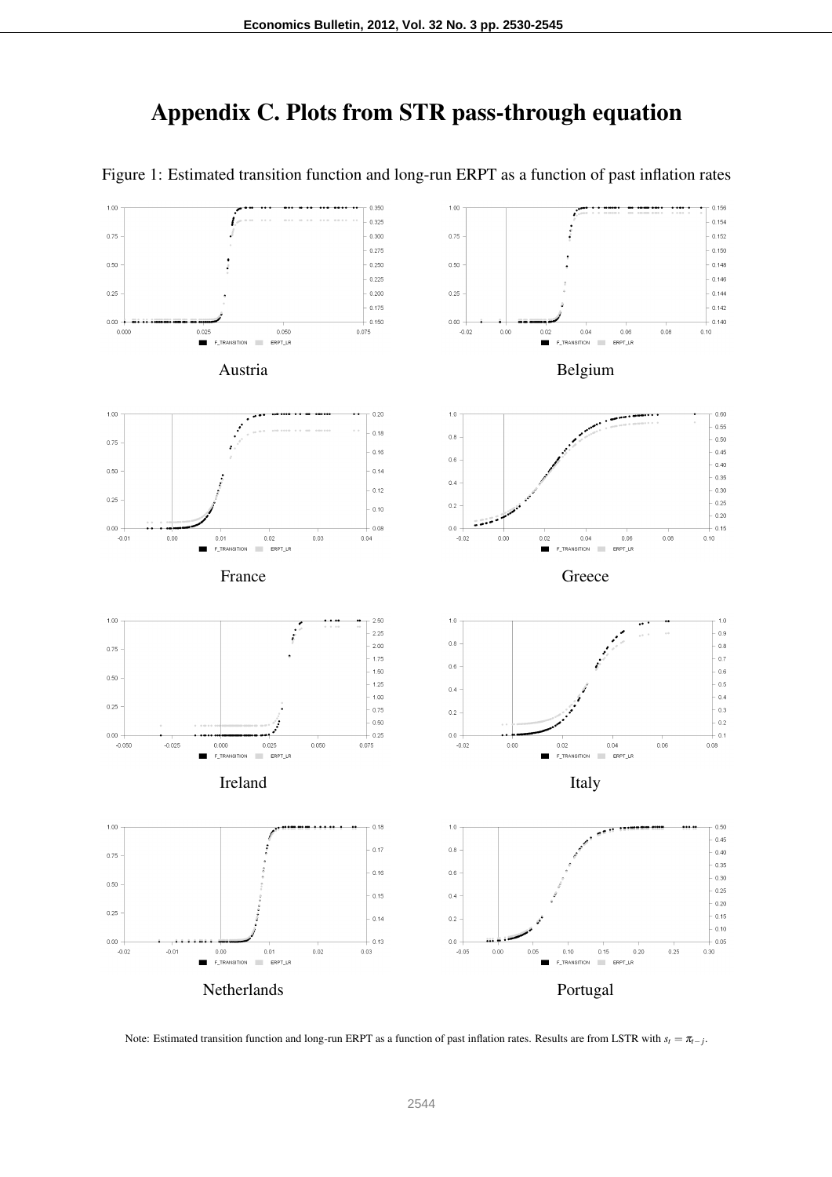# Appendix C. Plots from STR pass-through equation

Figure 1: Estimated transition function and long-run ERPT as a function of past inflation rates

Austria

Belgium

France

Greece

Ireland

Italy

Netherlands

Portugal

Note: Estimated transition function and long-run ERPT as a function of past inflation rates. Results are from LSTR with $s_t = \pi_{t-j}$.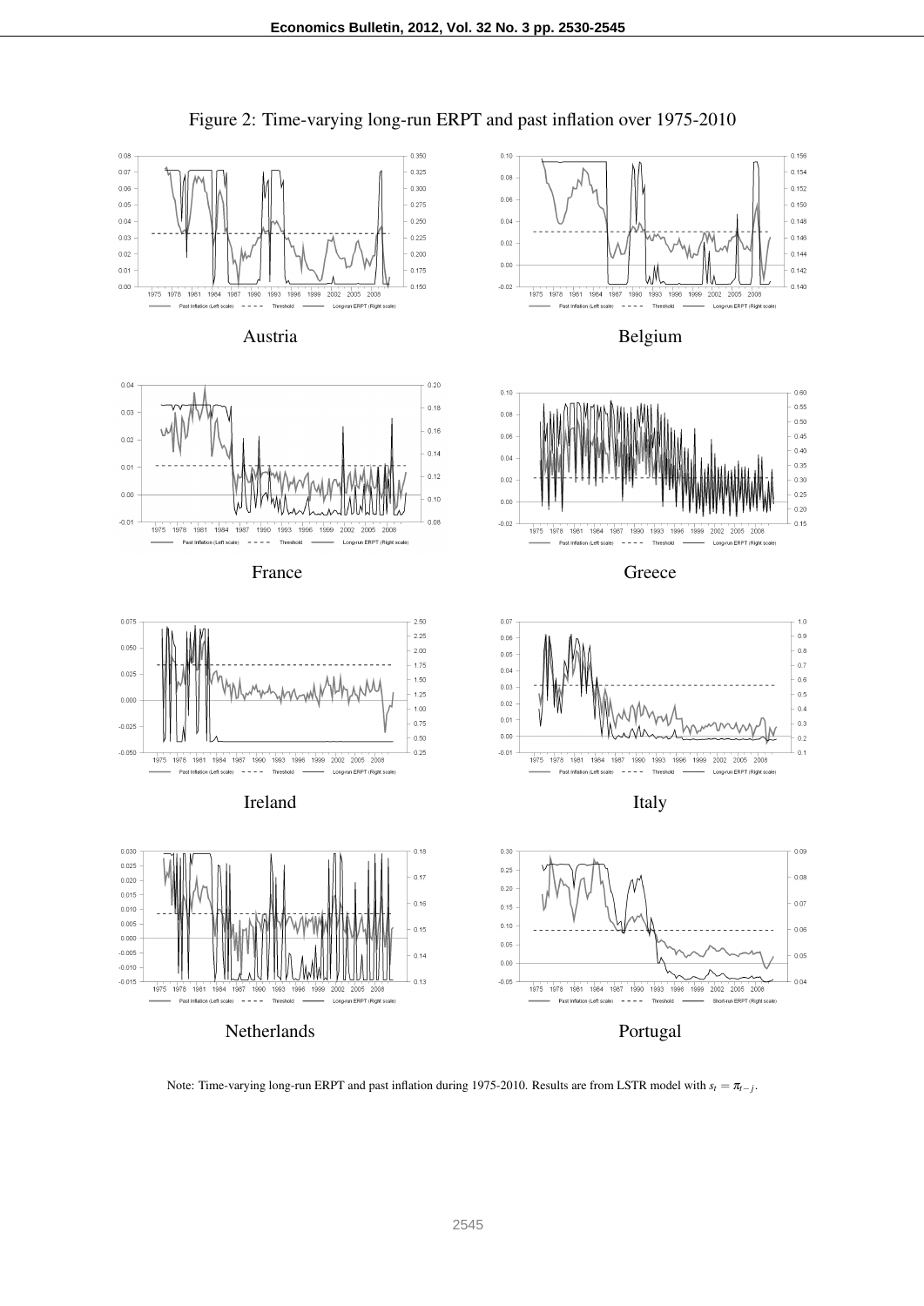# Figure 2: Time-varying long-run ERPT and past inflation over 1975-2010

0.08
0.07
0.06
0.05
0.04
0.03
0.02
0.01
0.00

0.350
0.325
0.300
0.275
0.250
0.225
0.200
0.175
0.150

1975 1978 1981 1984 1987 1990 1993 1996 1999 2002 2005 2008

Past Inflation (Left scale) Threshold Long-run ERPT (Right scale)

Austria

0.10
0.08
0.06
0.04
0.02
0.00
-0.02

0.156
0.154
0.152
0.150
0.148
0.146
0.144
0.142
0.140

1975 1978 1981 1984 1987 1990 1993 1996 1999 2002 2005 2008

Past Inflation (Left scale) Threshold Long-run ERPT (Right scale)

Belgium

0.04
0.03
0.02
0.01
0.00
-0.01

0.20
0.18
0.16
0.14
0.12
0.10
0.08

1975 1978 1981 1984 1987 1990 1993 1996 1999 2002 2005 2008

Past Inflation (Left scale) Threshold Long-run ERPT (Right scale)

France

0.10
0.08
0.06
0.04
0.02
0.00
-0.02

0.60
0.55
0.50
0.45
0.40
0.35
0.30
0.25
0.20
0.15

1975 1978 1981 1984 1987 1990 1993 1996 1999 2002 2005 2008

Past Inflation (Left scale) Threshold Long-run ERPT (Right scale)

Greece

0.075
0.050
0.025
0.000
-0.025
-0.050

2.50
2.25
2.00
1.75
1.50
1.25
1.00
0.75
0.50
0.25

1975 1978 1981 1984 1987 1990 1993 1996 1999 2002 2005 2008

Past Inflation (Left scale) Threshold Long-run ERPT (Right scale)

Ireland

0.07
0.06
0.05
0.04
0.03
0.02
0.01
0.00
-0.01

1.0
0.9
0.8
0.7
0.6
0.5
0.4
0.3
0.2
0.1

1975 1978 1981 1984 1987 1990 1993 1996 1999 2002 2005 2008

Past Inflation (Left scale) Threshold Long-run ERPT (Right scale)

Italy

0.030
0.025
0.020
0.015
0.010
0.005
0.000
-0.005
-0.010
-0.015

0.18
0.17
0.16
0.15
0.14
0.13

1975 1978 1981 1984 1987 1990 1993 1996 1999 2002 2005 2008

Past Inflation (Left scale) Threshold Long-run ERPT (Right scale)

Netherlands

0.30
0.25
0.20
0.15
0.10
0.05
0.00
-0.05

0.09
0.08
0.07
0.06
0.05
0.04

1975 1978 1981 1984 1987 1990 1993 1996 1999 2002 2005 2008

Past Inflation (Left scale) Threshold Short-run ERPT (Right scale)

Portugal

Note: Time-varying long-run ERPT and past inflation during 1975-2010. Results are from LSTR model with $s_t = \pi_{t-j}$.